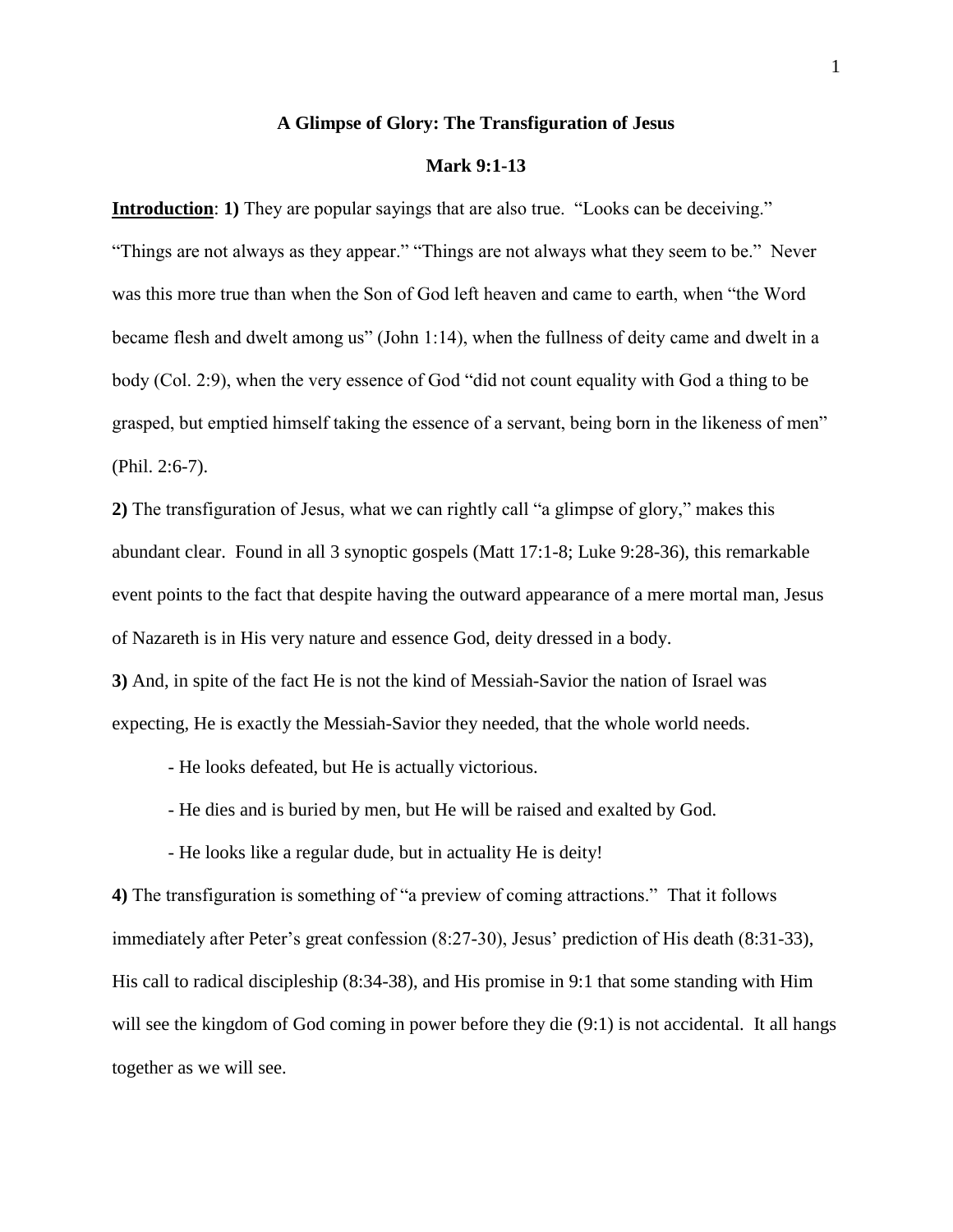**A Glimpse of Glory: The Transfiguration of Jesus**

**Mark 9:1-13**

**<u>Introduction</u>**: **1)** They are popular sayings that are also true. "Looks can be deceiving." "Things are not always as they appear." "Things are not always what they seem to be." Never was this more true than when the Son of God left heaven and came to earth, when "the Word became flesh and dwelt among us" (John 1:14), when the fullness of deity came and dwelt in a body (Col. 2:9), when the very essence of God "did not count equality with God a thing to be grasped, but emptied himself taking the essence of a servant, being born in the likeness of men" (Phil. 2:6-7).

**2)** The transfiguration of Jesus, what we can rightly call "a glimpse of glory," makes this abundant clear. Found in all 3 synoptic gospels (Matt 17:1-8; Luke 9:28-36), this remarkable event points to the fact that despite having the outward appearance of a mere mortal man, Jesus of Nazareth is in His very nature and essence God, deity dressed in a body.

**3)** And, in spite of the fact He is not the kind of Messiah-Savior the nation of Israel was expecting, He is exactly the Messiah-Savior they needed, that the whole world needs.

- He looks defeated, but He is actually victorious.
- He dies and is buried by men, but He will be raised and exalted by God.
- He looks like a regular dude, but in actuality He is deity!

**4)** The transfiguration is something of "a preview of coming attractions." That it follows immediately after Peter's great confession (8:27-30), Jesus' prediction of His death (8:31-33), His call to radical discipleship (8:34-38), and His promise in 9:1 that some standing with Him will see the kingdom of God coming in power before they die (9:1) is not accidental. It all hangs together as we will see.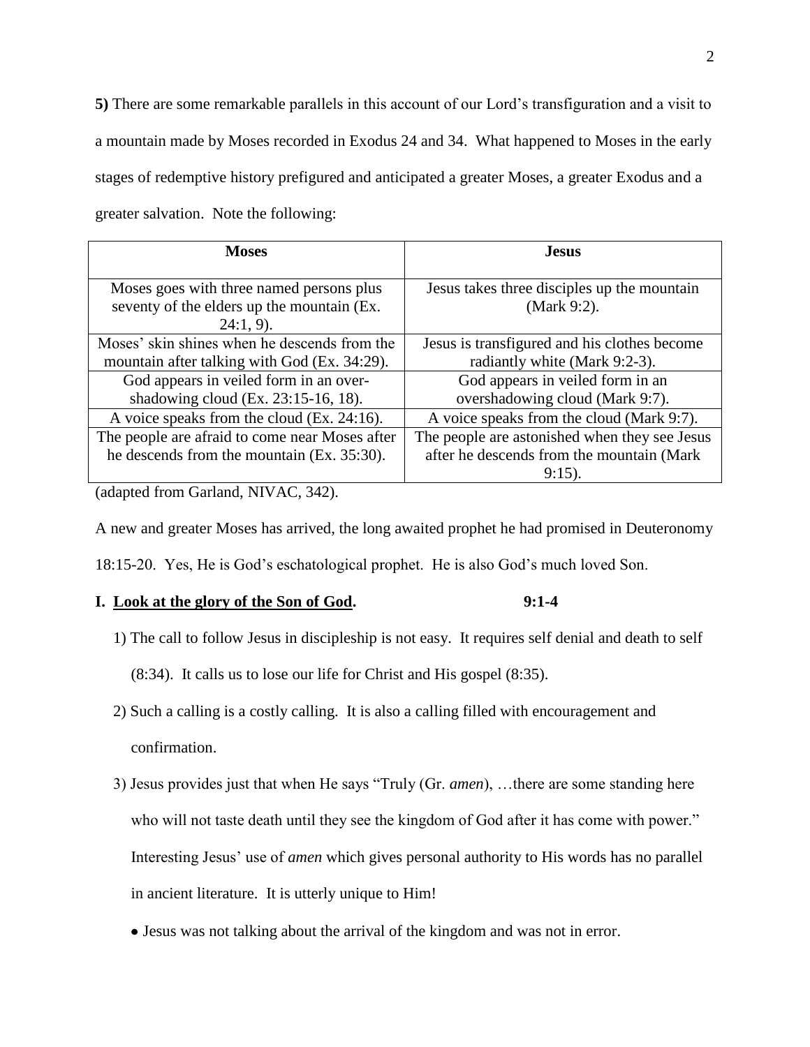**5)** There are some remarkable parallels in this account of our Lord's transfiguration and a visit to a mountain made by Moses recorded in Exodus 24 and 34. What happened to Moses in the early stages of redemptive history prefigured and anticipated a greater Moses, a greater Exodus and a greater salvation. Note the following:

| Moses | Jesus |
|---|---|
| Moses goes with three named persons plus seventy of the elders up the mountain (Ex. 24:1, 9). | Jesus takes three disciples up the mountain (Mark 9:2). |
| Moses' skin shines when he descends from the mountain after talking with God (Ex. 34:29). | Jesus is transfigured and his clothes become radiantly white (Mark 9:2-3). |
| God appears in veiled form in an over-shadowing cloud (Ex. 23:15-16, 18). | God appears in veiled form in an overshadowing cloud (Mark 9:7). |
| A voice speaks from the cloud (Ex. 24:16). | A voice speaks from the cloud (Mark 9:7). |
| The people are afraid to come near Moses after he descends from the mountain (Ex. 35:30). | The people are astonished when they see Jesus after he descends from the mountain (Mark 9:15). |

(adapted from Garland, NIVAC, 342).

A new and greater Moses has arrived, the long awaited prophet he had promised in Deuteronomy 18:15-20. Yes, He is God's eschatological prophet. He is also God's much loved Son.

## I. <u>Look at the glory of the Son of God</u>. 9:1-4

1) The call to follow Jesus in discipleship is not easy. It requires self denial and death to self (8:34). It calls us to lose our life for Christ and His gospel (8:35).

2) Such a calling is a costly calling. It is also a calling filled with encouragement and confirmation.

3) Jesus provides just that when He says "Truly (Gr. *amen*), …there are some standing here who will not taste death until they see the kingdom of God after it has come with power." Interesting Jesus' use of *amen* which gives personal authority to His words has no parallel in ancient literature. It is utterly unique to Him!

- Jesus was not talking about the arrival of the kingdom and was not in error.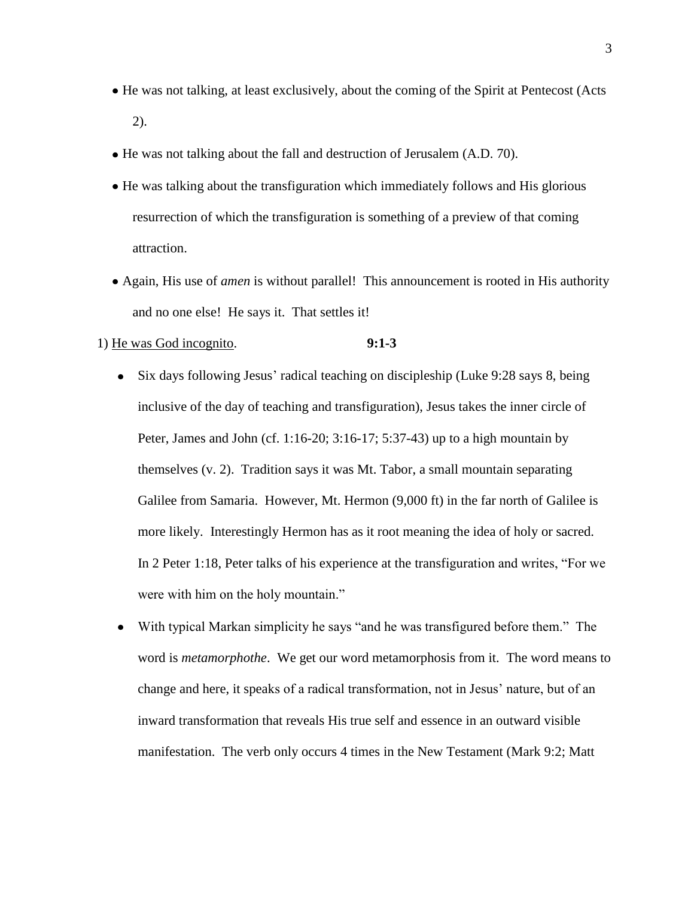- He was not talking, at least exclusively, about the coming of the Spirit at Pentecost (Acts 2).
- He was not talking about the fall and destruction of Jerusalem (A.D. 70).
- He was talking about the transfiguration which immediately follows and His glorious resurrection of which the transfiguration is something of a preview of that coming attraction.
- Again, His use of *amen* is without parallel! This announcement is rooted in His authority and no one else! He says it. That settles it!

1) <u>He was God incognito</u>. **9:1-3**

- Six days following Jesus' radical teaching on discipleship (Luke 9:28 says 8, being inclusive of the day of teaching and transfiguration), Jesus takes the inner circle of Peter, James and John (cf. 1:16-20; 3:16-17; 5:37-43) up to a high mountain by themselves (v. 2). Tradition says it was Mt. Tabor, a small mountain separating Galilee from Samaria. However, Mt. Hermon (9,000 ft) in the far north of Galilee is more likely. Interestingly Hermon has as it root meaning the idea of holy or sacred. In 2 Peter 1:18, Peter talks of his experience at the transfiguration and writes, "For we were with him on the holy mountain."
- With typical Markan simplicity he says "and he was transfigured before them." The word is *metamorphothe*. We get our word metamorphosis from it. The word means to change and here, it speaks of a radical transformation, not in Jesus' nature, but of an inward transformation that reveals His true self and essence in an outward visible manifestation. The verb only occurs 4 times in the New Testament (Mark 9:2; Matt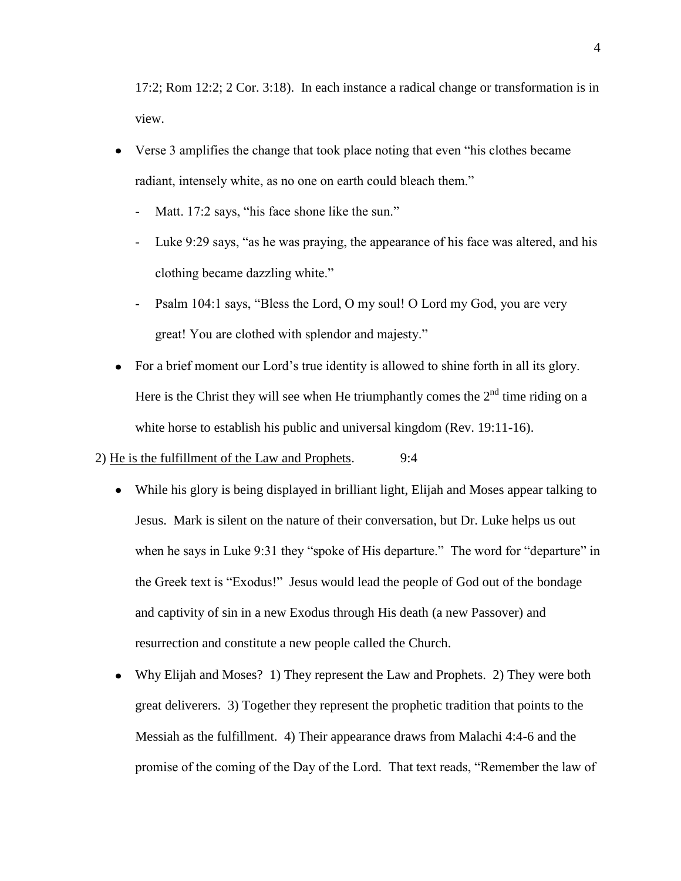17:2; Rom 12:2; 2 Cor. 3:18). In each instance a radical change or transformation is in view.

- Verse 3 amplifies the change that took place noting that even "his clothes became radiant, intensely white, as no one on earth could bleach them."
    - Matt. 17:2 says, "his face shone like the sun."
    - Luke 9:29 says, "as he was praying, the appearance of his face was altered, and his clothing became dazzling white."
    - Psalm 104:1 says, "Bless the Lord, O my soul! O Lord my God, you are very great! You are clothed with splendor and majesty."
- For a brief moment our Lord's true identity is allowed to shine forth in all its glory. Here is the Christ they will see when He triumphantly comes the 2nd time riding on a white horse to establish his public and universal kingdom (Rev. 19:11-16).

2) <u>He is the fulfillment of the Law and Prophets</u>. 9:4

- While his glory is being displayed in brilliant light, Elijah and Moses appear talking to Jesus. Mark is silent on the nature of their conversation, but Dr. Luke helps us out when he says in Luke 9:31 they "spoke of His departure." The word for "departure" in the Greek text is "Exodus!" Jesus would lead the people of God out of the bondage and captivity of sin in a new Exodus through His death (a new Passover) and resurrection and constitute a new people called the Church.
- Why Elijah and Moses? 1) They represent the Law and Prophets. 2) They were both great deliverers. 3) Together they represent the prophetic tradition that points to the Messiah as the fulfillment. 4) Their appearance draws from Malachi 4:4-6 and the promise of the coming of the Day of the Lord. That text reads, "Remember the law of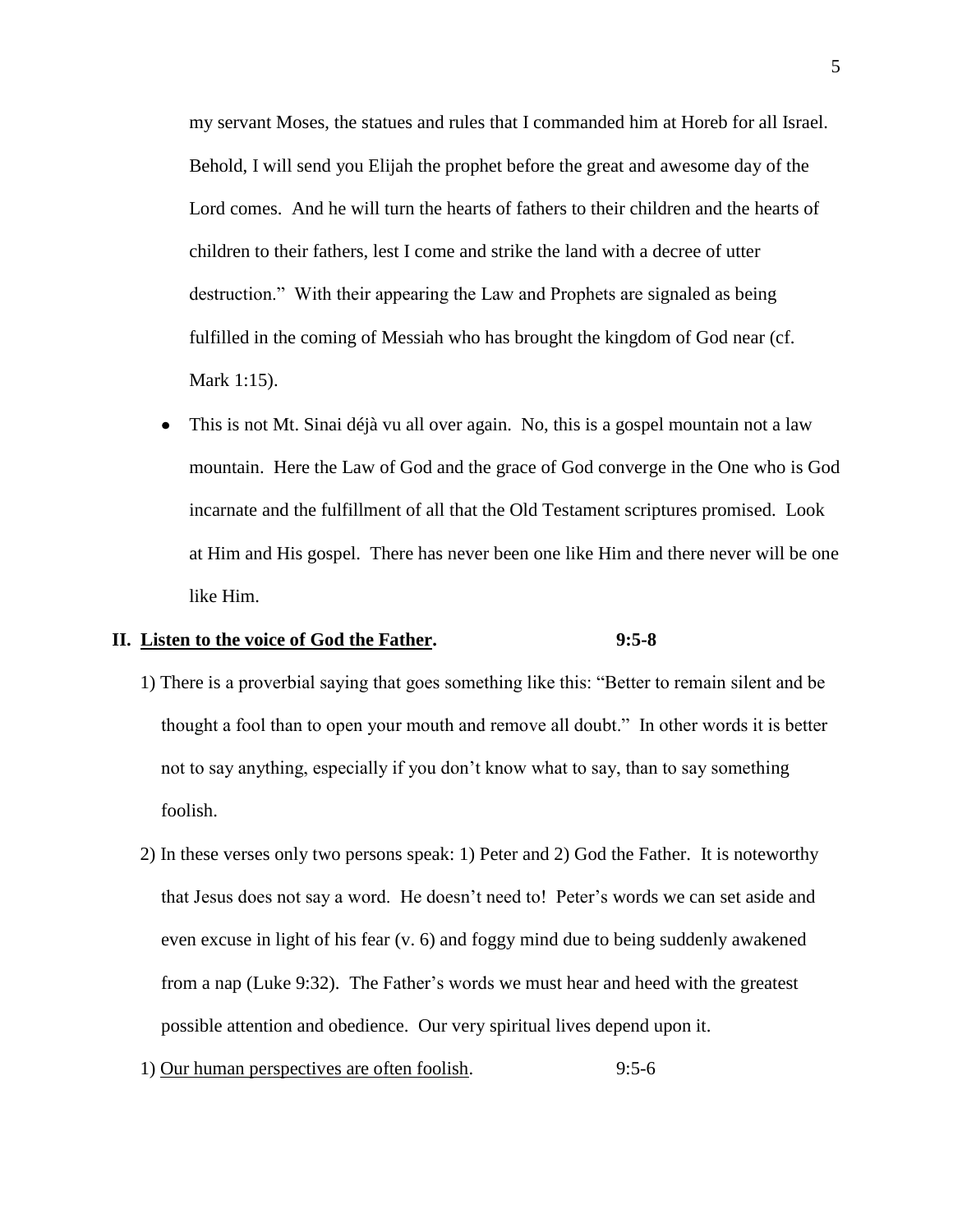my servant Moses, the statues and rules that I commanded him at Horeb for all Israel. Behold, I will send you Elijah the prophet before the great and awesome day of the Lord comes. And he will turn the hearts of fathers to their children and the hearts of children to their fathers, lest I come and strike the land with a decree of utter destruction." With their appearing the Law and Prophets are signaled as being fulfilled in the coming of Messiah who has brought the kingdom of God near (cf. Mark 1:15).

- This is not Mt. Sinai déjà vu all over again. No, this is a gospel mountain not a law mountain. Here the Law of God and the grace of God converge in the One who is God incarnate and the fulfillment of all that the Old Testament scriptures promised. Look at Him and His gospel. There has never been one like Him and there never will be one like Him.

**II. <u>Listen to the voice of God the Father</u>. 9:5-8**

1) There is a proverbial saying that goes something like this: "Better to remain silent and be thought a fool than to open your mouth and remove all doubt." In other words it is better not to say anything, especially if you don't know what to say, than to say something foolish.

2) In these verses only two persons speak: 1) Peter and 2) God the Father. It is noteworthy that Jesus does not say a word. He doesn't need to! Peter's words we can set aside and even excuse in light of his fear (v. 6) and foggy mind due to being suddenly awakened from a nap (Luke 9:32). The Father's words we must hear and heed with the greatest possible attention and obedience. Our very spiritual lives depend upon it.

1) <u>Our human perspectives are often foolish</u>. 9:5-6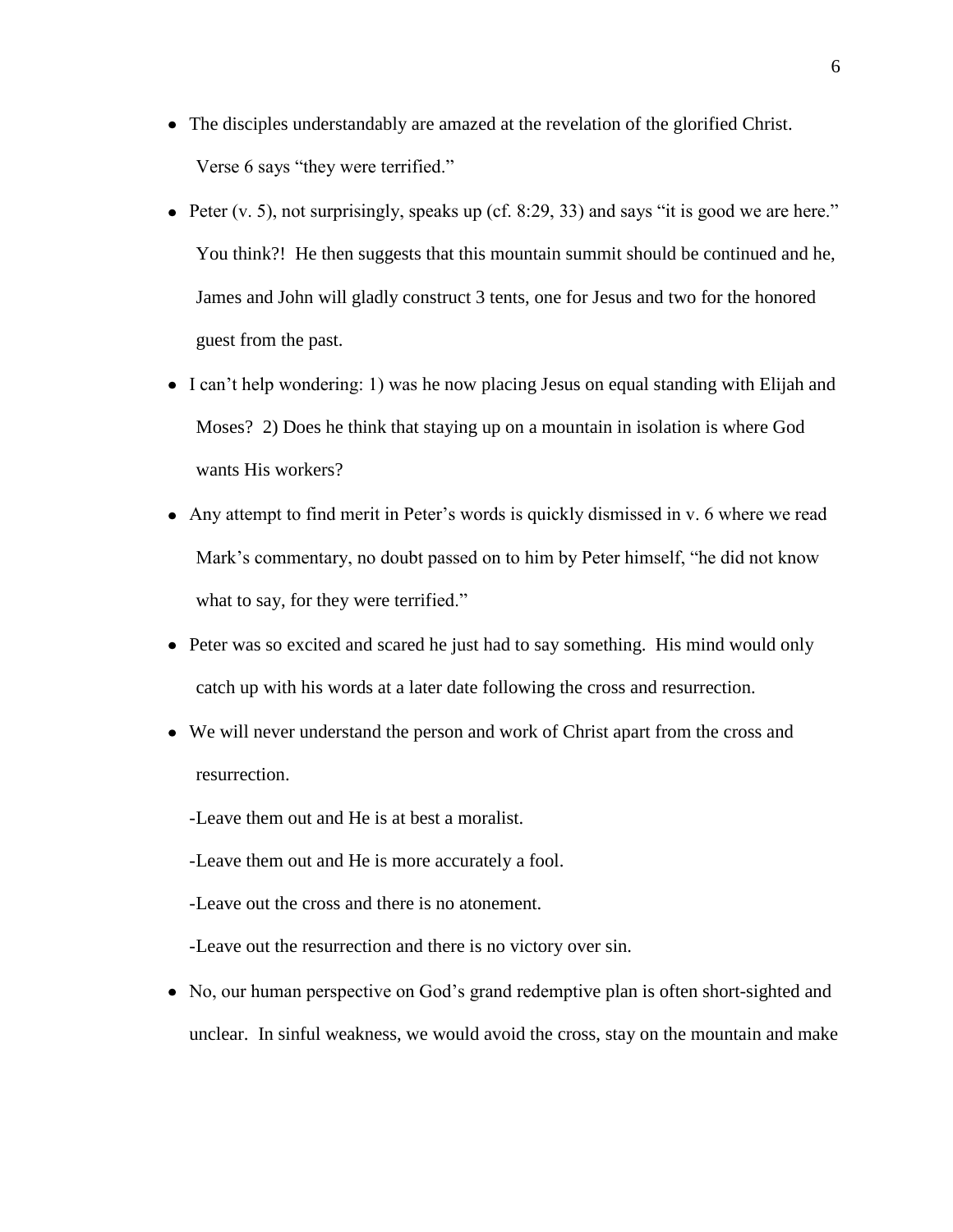- The disciples understandably are amazed at the revelation of the glorified Christ. Verse 6 says "they were terrified."
- Peter (v. 5), not surprisingly, speaks up (cf. 8:29, 33) and says "it is good we are here." You think?! He then suggests that this mountain summit should be continued and he, James and John will gladly construct 3 tents, one for Jesus and two for the honored guest from the past.
- I can't help wondering: 1) was he now placing Jesus on equal standing with Elijah and Moses? 2) Does he think that staying up on a mountain in isolation is where God wants His workers?
- Any attempt to find merit in Peter's words is quickly dismissed in v. 6 where we read Mark's commentary, no doubt passed on to him by Peter himself, "he did not know what to say, for they were terrified."
- Peter was so excited and scared he just had to say something. His mind would only catch up with his words at a later date following the cross and resurrection.
- We will never understand the person and work of Christ apart from the cross and resurrection.

  -Leave them out and He is at best a moralist.

  -Leave them out and He is more accurately a fool.

  -Leave out the cross and there is no atonement.

  -Leave out the resurrection and there is no victory over sin.
- No, our human perspective on God's grand redemptive plan is often short-sighted and unclear. In sinful weakness, we would avoid the cross, stay on the mountain and make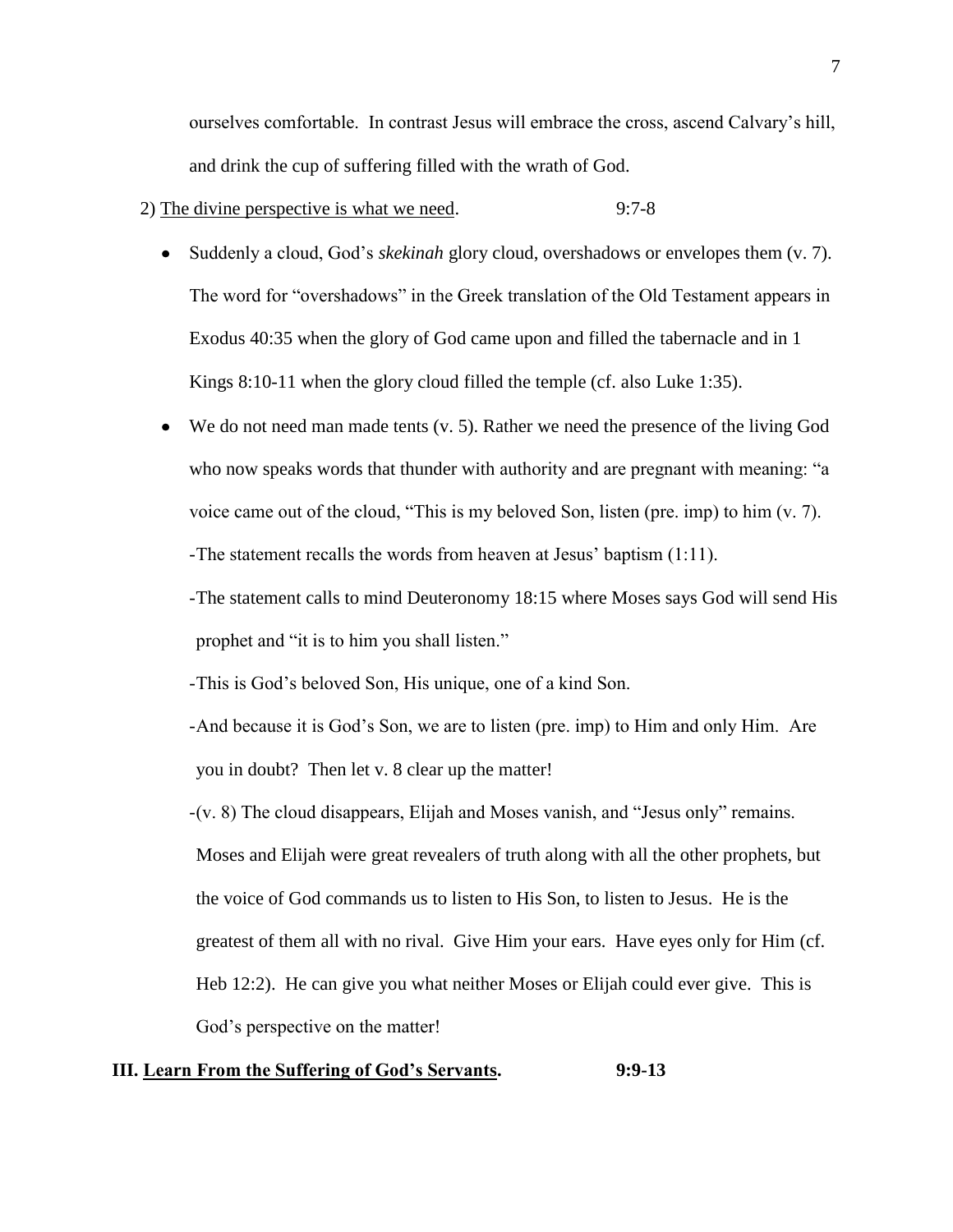ourselves comfortable. In contrast Jesus will embrace the cross, ascend Calvary's hill, and drink the cup of suffering filled with the wrath of God.

2) <u>The divine perspective is what we need</u>. 9:7-8

- Suddenly a cloud, God's *skekinah* glory cloud, overshadows or envelopes them (v. 7). The word for "overshadows" in the Greek translation of the Old Testament appears in Exodus 40:35 when the glory of God came upon and filled the tabernacle and in 1 Kings 8:10-11 when the glory cloud filled the temple (cf. also Luke 1:35).
- We do not need man made tents (v. 5). Rather we need the presence of the living God who now speaks words that thunder with authority and are pregnant with meaning: "a voice came out of the cloud, "This is my beloved Son, listen (pre. imp) to him (v. 7).

  -The statement recalls the words from heaven at Jesus' baptism (1:11).

  -The statement calls to mind Deuteronomy 18:15 where Moses says God will send His prophet and "it is to him you shall listen."

  -This is God's beloved Son, His unique, one of a kind Son.

  -And because it is God's Son, we are to listen (pre. imp) to Him and only Him. Are you in doubt? Then let v. 8 clear up the matter!

  -(v. 8) The cloud disappears, Elijah and Moses vanish, and "Jesus only" remains. Moses and Elijah were great revealers of truth along with all the other prophets, but the voice of God commands us to listen to His Son, to listen to Jesus. He is the greatest of them all with no rival. Give Him your ears. Have eyes only for Him (cf. Heb 12:2). He can give you what neither Moses or Elijah could ever give. This is God's perspective on the matter!

**III. <u>Learn From the Suffering of God's Servants</u>. 9:9-13**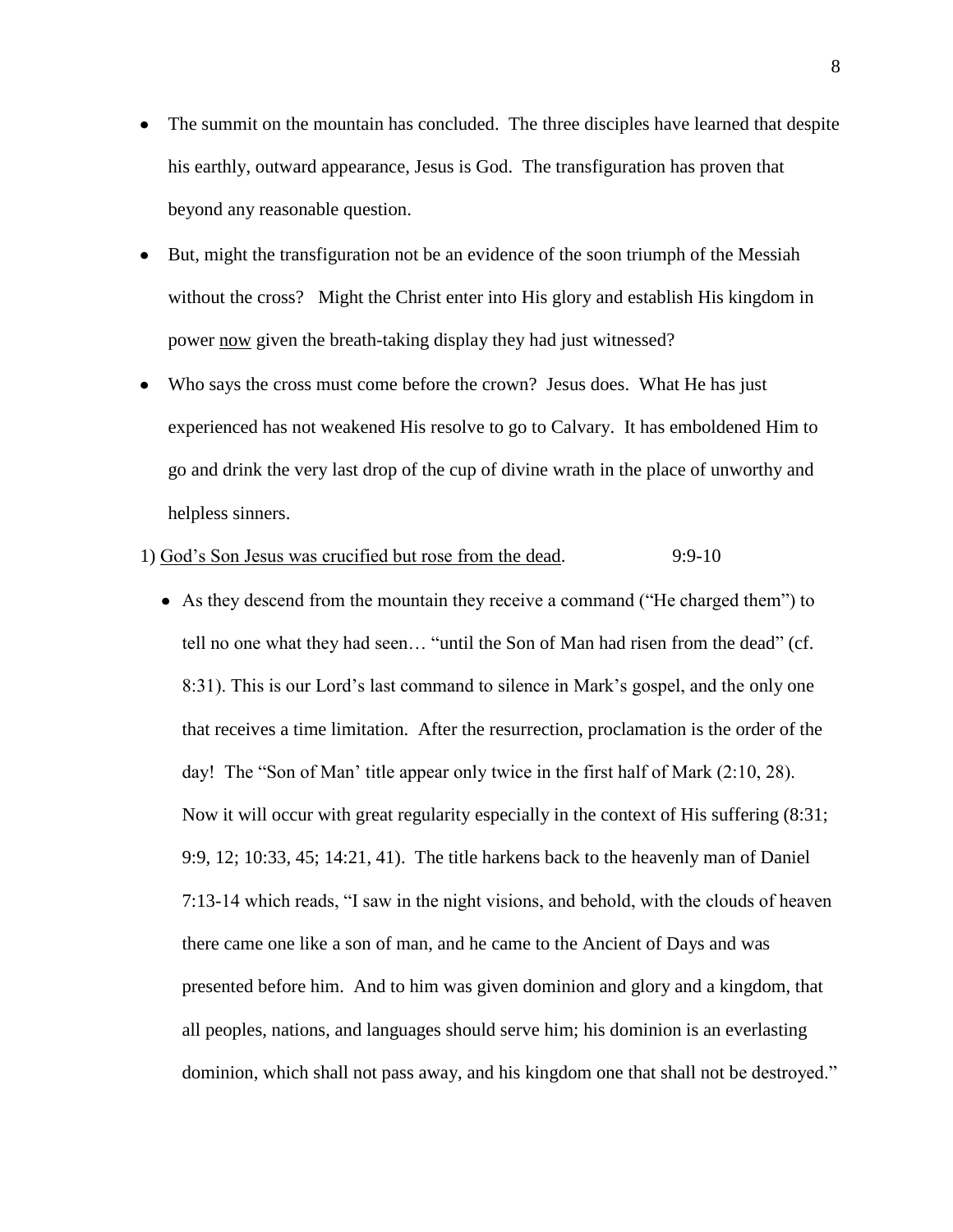- The summit on the mountain has concluded. The three disciples have learned that despite his earthly, outward appearance, Jesus is God. The transfiguration has proven that beyond any reasonable question.
- But, might the transfiguration not be an evidence of the soon triumph of the Messiah without the cross? Might the Christ enter into His glory and establish His kingdom in power <u>now</u> given the breath-taking display they had just witnessed?
- Who says the cross must come before the crown? Jesus does. What He has just experienced has not weakened His resolve to go to Calvary. It has emboldened Him to go and drink the very last drop of the cup of divine wrath in the place of unworthy and helpless sinners.

1) <u>God's Son Jesus was crucified but rose from the dead</u>. 9:9-10

- As they descend from the mountain they receive a command ("He charged them") to tell no one what they had seen… "until the Son of Man had risen from the dead" (cf. 8:31). This is our Lord's last command to silence in Mark's gospel, and the only one that receives a time limitation. After the resurrection, proclamation is the order of the day! The "Son of Man' title appear only twice in the first half of Mark (2:10, 28). Now it will occur with great regularity especially in the context of His suffering (8:31; 9:9, 12; 10:33, 45; 14:21, 41). The title harkens back to the heavenly man of Daniel 7:13-14 which reads, "I saw in the night visions, and behold, with the clouds of heaven there came one like a son of man, and he came to the Ancient of Days and was presented before him. And to him was given dominion and glory and a kingdom, that all peoples, nations, and languages should serve him; his dominion is an everlasting dominion, which shall not pass away, and his kingdom one that shall not be destroyed."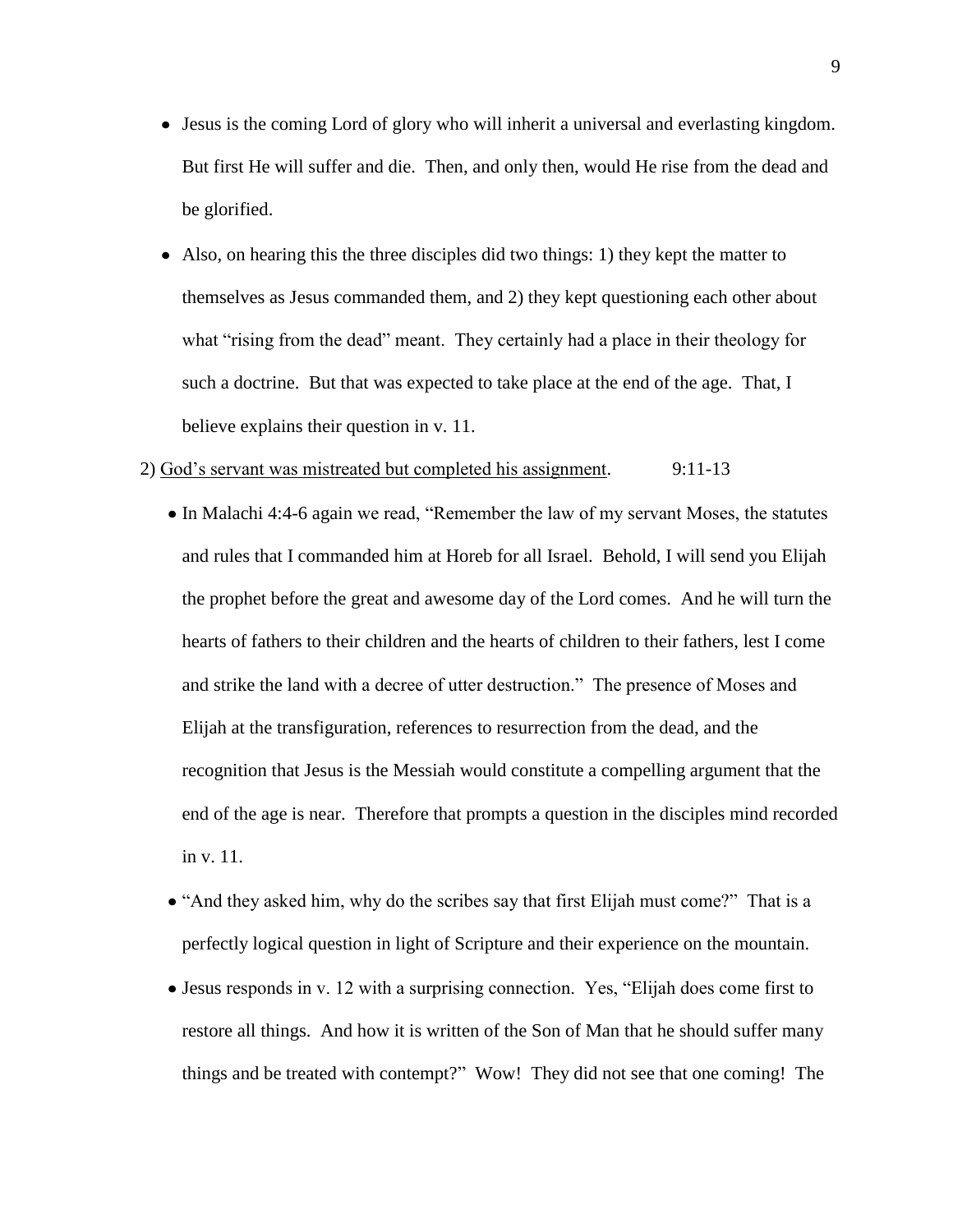- Jesus is the coming Lord of glory who will inherit a universal and everlasting kingdom. But first He will suffer and die. Then, and only then, would He rise from the dead and be glorified.
- Also, on hearing this the three disciples did two things: 1) they kept the matter to themselves as Jesus commanded them, and 2) they kept questioning each other about what "rising from the dead" meant. They certainly had a place in their theology for such a doctrine. But that was expected to take place at the end of the age. That, I believe explains their question in v. 11.

2) <u>God's servant was mistreated but completed his assignment</u>. 9:11-13

- In Malachi 4:4-6 again we read, "Remember the law of my servant Moses, the statutes and rules that I commanded him at Horeb for all Israel. Behold, I will send you Elijah the prophet before the great and awesome day of the Lord comes. And he will turn the hearts of fathers to their children and the hearts of children to their fathers, lest I come and strike the land with a decree of utter destruction." The presence of Moses and Elijah at the transfiguration, references to resurrection from the dead, and the recognition that Jesus is the Messiah would constitute a compelling argument that the end of the age is near. Therefore that prompts a question in the disciples mind recorded in v. 11.
- "And they asked him, why do the scribes say that first Elijah must come?" That is a perfectly logical question in light of Scripture and their experience on the mountain.
- Jesus responds in v. 12 with a surprising connection. Yes, "Elijah does come first to restore all things. And how it is written of the Son of Man that he should suffer many things and be treated with contempt?" Wow! They did not see that one coming! The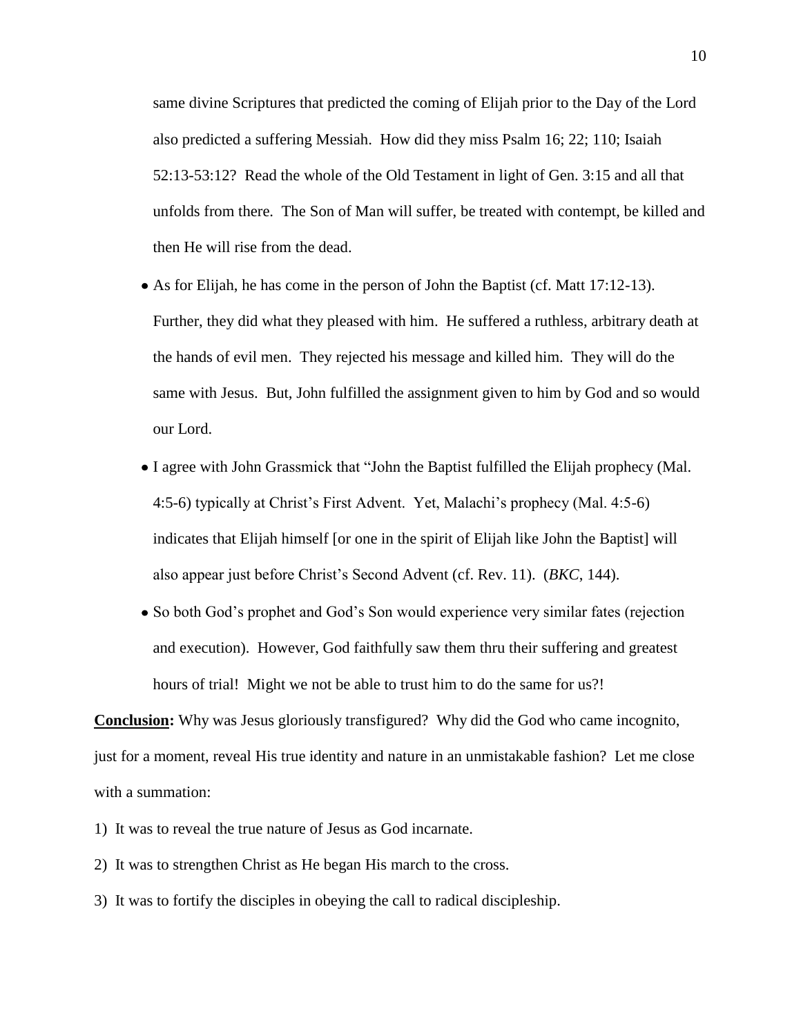same divine Scriptures that predicted the coming of Elijah prior to the Day of the Lord also predicted a suffering Messiah. How did they miss Psalm 16; 22; 110; Isaiah 52:13-53:12? Read the whole of the Old Testament in light of Gen. 3:15 and all that unfolds from there. The Son of Man will suffer, be treated with contempt, be killed and then He will rise from the dead.

- As for Elijah, he has come in the person of John the Baptist (cf. Matt 17:12-13). Further, they did what they pleased with him. He suffered a ruthless, arbitrary death at the hands of evil men. They rejected his message and killed him. They will do the same with Jesus. But, John fulfilled the assignment given to him by God and so would our Lord.
- I agree with John Grassmick that "John the Baptist fulfilled the Elijah prophecy (Mal. 4:5-6) typically at Christ's First Advent. Yet, Malachi's prophecy (Mal. 4:5-6) indicates that Elijah himself [or one in the spirit of Elijah like John the Baptist] will also appear just before Christ's Second Advent (cf. Rev. 11). (*BKC*, 144).
- So both God's prophet and God's Son would experience very similar fates (rejection and execution). However, God faithfully saw them thru their suffering and greatest hours of trial! Might we not be able to trust him to do the same for us?!

**Conclusion:** Why was Jesus gloriously transfigured? Why did the God who came incognito, just for a moment, reveal His true identity and nature in an unmistakable fashion? Let me close with a summation:

1) It was to reveal the true nature of Jesus as God incarnate.
2) It was to strengthen Christ as He began His march to the cross.
3) It was to fortify the disciples in obeying the call to radical discipleship.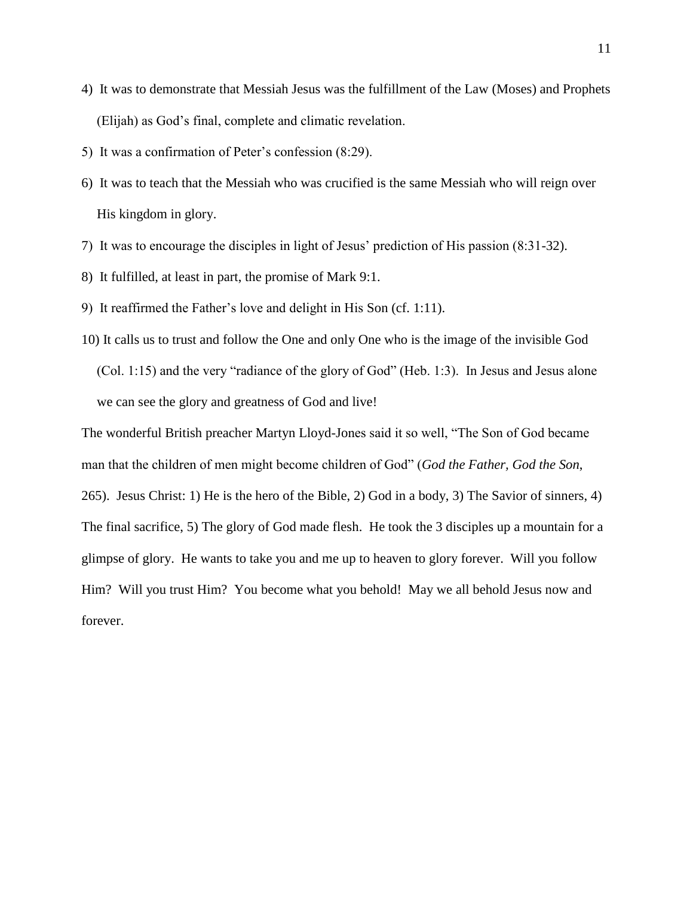4) It was to demonstrate that Messiah Jesus was the fulfillment of the Law (Moses) and Prophets (Elijah) as God's final, complete and climatic revelation.

5) It was a confirmation of Peter's confession (8:29).

6) It was to teach that the Messiah who was crucified is the same Messiah who will reign over His kingdom in glory.

7) It was to encourage the disciples in light of Jesus' prediction of His passion (8:31-32).

8) It fulfilled, at least in part, the promise of Mark 9:1.

9) It reaffirmed the Father's love and delight in His Son (cf. 1:11).

10) It calls us to trust and follow the One and only One who is the image of the invisible God (Col. 1:15) and the very "radiance of the glory of God" (Heb. 1:3). In Jesus and Jesus alone we can see the glory and greatness of God and live!

The wonderful British preacher Martyn Lloyd-Jones said it so well, "The Son of God became man that the children of men might become children of God" (*God the Father, God the Son*, 265). Jesus Christ: 1) He is the hero of the Bible, 2) God in a body, 3) The Savior of sinners, 4) The final sacrifice, 5) The glory of God made flesh. He took the 3 disciples up a mountain for a glimpse of glory. He wants to take you and me up to heaven to glory forever. Will you follow Him? Will you trust Him? You become what you behold! May we all behold Jesus now and forever.